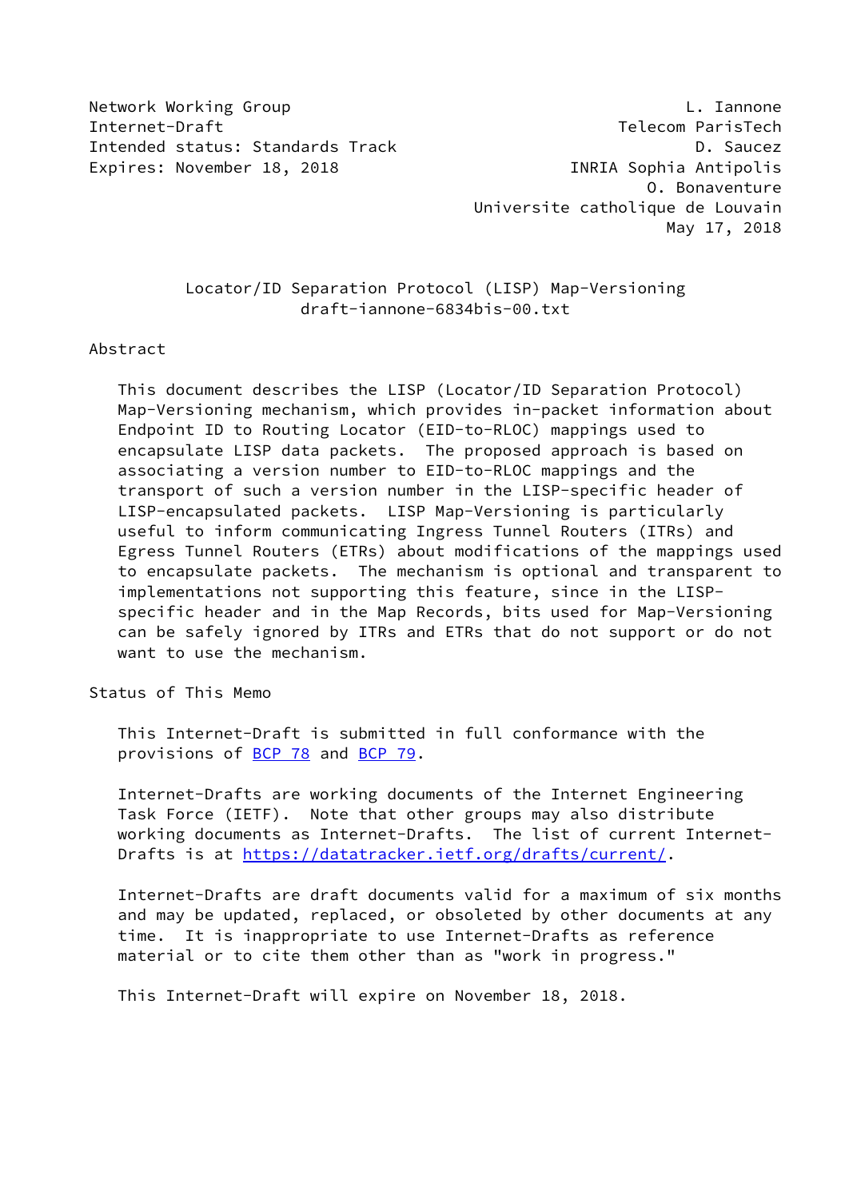Network Working Group L. Iannone
Internet-Draft Telecom ParisTech
Intended status: Standards Track D. Saucez
Expires: November 18, 2018 INRIA Sophia Antipolis
O. Bonaventure
Universite catholique de Louvain
May 17, 2018

# Locator/ID Separation Protocol (LISP) Map-Versioning
draft-iannone-6834bis-00.txt

## Abstract

This document describes the LISP (Locator/ID Separation Protocol) Map-Versioning mechanism, which provides in-packet information about Endpoint ID to Routing Locator (EID-to-RLOC) mappings used to encapsulate LISP data packets. The proposed approach is based on associating a version number to EID-to-RLOC mappings and the transport of such a version number in the LISP-specific header of LISP-encapsulated packets. LISP Map-Versioning is particularly useful to inform communicating Ingress Tunnel Routers (ITRs) and Egress Tunnel Routers (ETRs) about modifications of the mappings used to encapsulate packets. The mechanism is optional and transparent to implementations not supporting this feature, since in the LISP-specific header and in the Map Records, bits used for Map-Versioning can be safely ignored by ITRs and ETRs that do not support or do not want to use the mechanism.

## Status of This Memo

This Internet-Draft is submitted in full conformance with the provisions of BCP 78 and BCP 79.

Internet-Drafts are working documents of the Internet Engineering Task Force (IETF). Note that other groups may also distribute working documents as Internet-Drafts. The list of current Internet-Drafts is at https://datatracker.ietf.org/drafts/current/.

Internet-Drafts are draft documents valid for a maximum of six months and may be updated, replaced, or obsoleted by other documents at any time. It is inappropriate to use Internet-Drafts as reference material or to cite them other than as "work in progress."

This Internet-Draft will expire on November 18, 2018.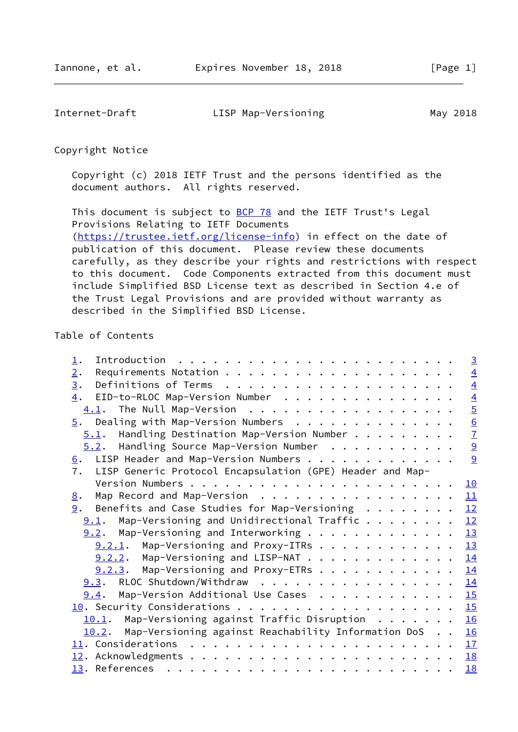Copyright Notice

Copyright (c) 2018 IETF Trust and the persons identified as the document authors. All rights reserved.

This document is subject to BCP 78 and the IETF Trust's Legal Provisions Relating to IETF Documents (https://trustee.ietf.org/license-info) in effect on the date of publication of this document. Please review these documents carefully, as they describe your rights and restrictions with respect to this document. Code Components extracted from this document must include Simplified BSD License text as described in Section 4.e of the Trust Legal Provisions and are provided without warranty as described in the Simplified BSD License.

Table of Contents

```
   1.  Introduction . . . . . . . . . . . . . . . . . . . . . . . .   3
   2.  Requirements Notation  . . . . . . . . . . . . . . . . . . .   4
   3.  Definitions of Terms . . . . . . . . . . . . . . . . . . . .   4
   4.  EID-to-RLOC Map-Version Number . . . . . . . . . . . . . . .   4
     4.1.  The Null Map-Version . . . . . . . . . . . . . . . . . .   5
   5.  Dealing with Map-Version Numbers . . . . . . . . . . . . . .   6
     5.1.  Handling Destination Map-Version Number  . . . . . . . .   7
     5.2.  Handling Source Map-Version Number . . . . . . . . . . .   9
   6.  LISP Header and Map-Version Numbers  . . . . . . . . . . . .   9
   7.  LISP Generic Protocol Encapsulation (GPE) Header and Map-
       Version Numbers  . . . . . . . . . . . . . . . . . . . . . .  10
   8.  Map Record and Map-Version . . . . . . . . . . . . . . . . .  11
   9.  Benefits and Case Studies for Map-Versioning . . . . . . . .  12
     9.1.  Map-Versioning and Unidirectional Traffic  . . . . . . .  12
     9.2.  Map-Versioning and Interworking  . . . . . . . . . . . .  13
       9.2.1.  Map-Versioning and Proxy-ITRs  . . . . . . . . . . .  13
       9.2.2.  Map-Versioning and LISP-NAT  . . . . . . . . . . . .  14
       9.2.3.  Map-Versioning and Proxy-ETRs  . . . . . . . . . . .  14
     9.3.  RLOC Shutdown/Withdraw . . . . . . . . . . . . . . . . .  14
     9.4.  Map-Version Additional Use Cases . . . . . . . . . . . .  15
   10. Security Considerations  . . . . . . . . . . . . . . . . . .  15
     10.1.  Map-Versioning against Traffic Disruption . . . . . . .  16
     10.2.  Map-Versioning against Reachability Information DoS . .  16
   11. Considerations . . . . . . . . . . . . . . . . . . . . . . .  17
   12. Acknowledgments  . . . . . . . . . . . . . . . . . . . . . .  18
   13. References . . . . . . . . . . . . . . . . . . . . . . . . .  18
```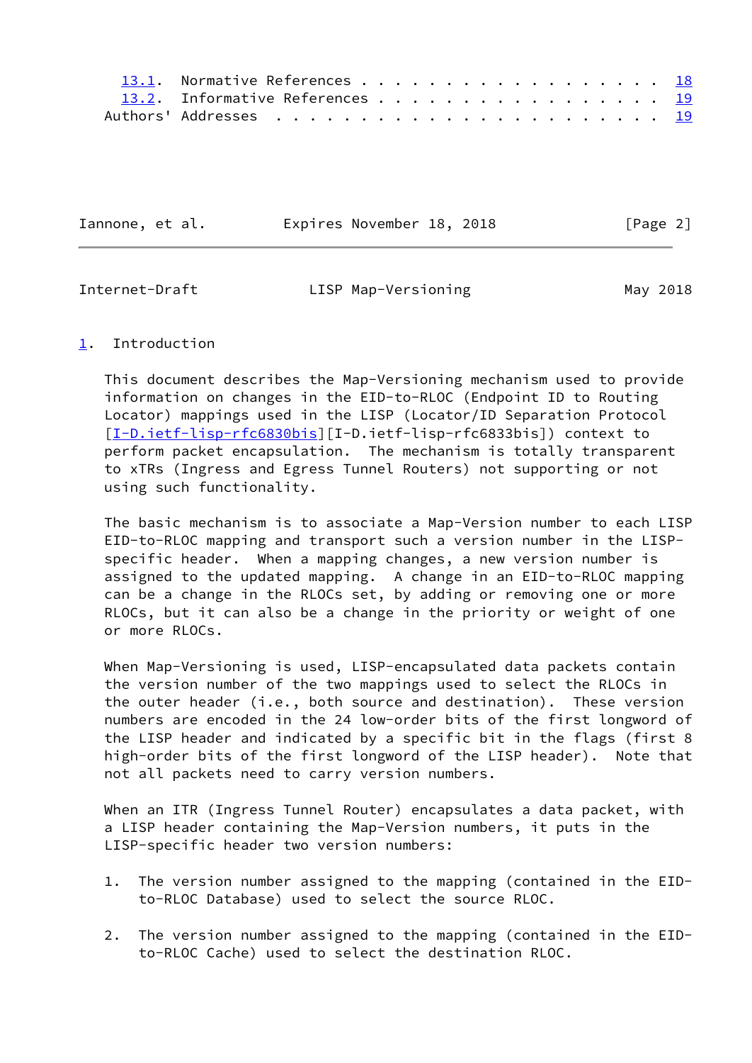13.1. Normative References . . . . . . . . . . . . . . . . . . 18
13.2. Informative References . . . . . . . . . . . . . . . . . 19
Authors' Addresses . . . . . . . . . . . . . . . . . . . . . . . 19

## 1. Introduction

This document describes the Map-Versioning mechanism used to provide information on changes in the EID-to-RLOC (Endpoint ID to Routing Locator) mappings used in the LISP (Locator/ID Separation Protocol [I-D.ietf-lisp-rfc6830bis][I-D.ietf-lisp-rfc6833bis]) context to perform packet encapsulation. The mechanism is totally transparent to xTRs (Ingress and Egress Tunnel Routers) not supporting or not using such functionality.

The basic mechanism is to associate a Map-Version number to each LISP EID-to-RLOC mapping and transport such a version number in the LISP-specific header. When a mapping changes, a new version number is assigned to the updated mapping. A change in an EID-to-RLOC mapping can be a change in the RLOCs set, by adding or removing one or more RLOCs, but it can also be a change in the priority or weight of one or more RLOCs.

When Map-Versioning is used, LISP-encapsulated data packets contain the version number of the two mappings used to select the RLOCs in the outer header (i.e., both source and destination). These version numbers are encoded in the 24 low-order bits of the first longword of the LISP header and indicated by a specific bit in the flags (first 8 high-order bits of the first longword of the LISP header). Note that not all packets need to carry version numbers.

When an ITR (Ingress Tunnel Router) encapsulates a data packet, with a LISP header containing the Map-Version numbers, it puts in the LISP-specific header two version numbers:

1. The version number assigned to the mapping (contained in the EID-to-RLOC Database) used to select the source RLOC.

2. The version number assigned to the mapping (contained in the EID-to-RLOC Cache) used to select the destination RLOC.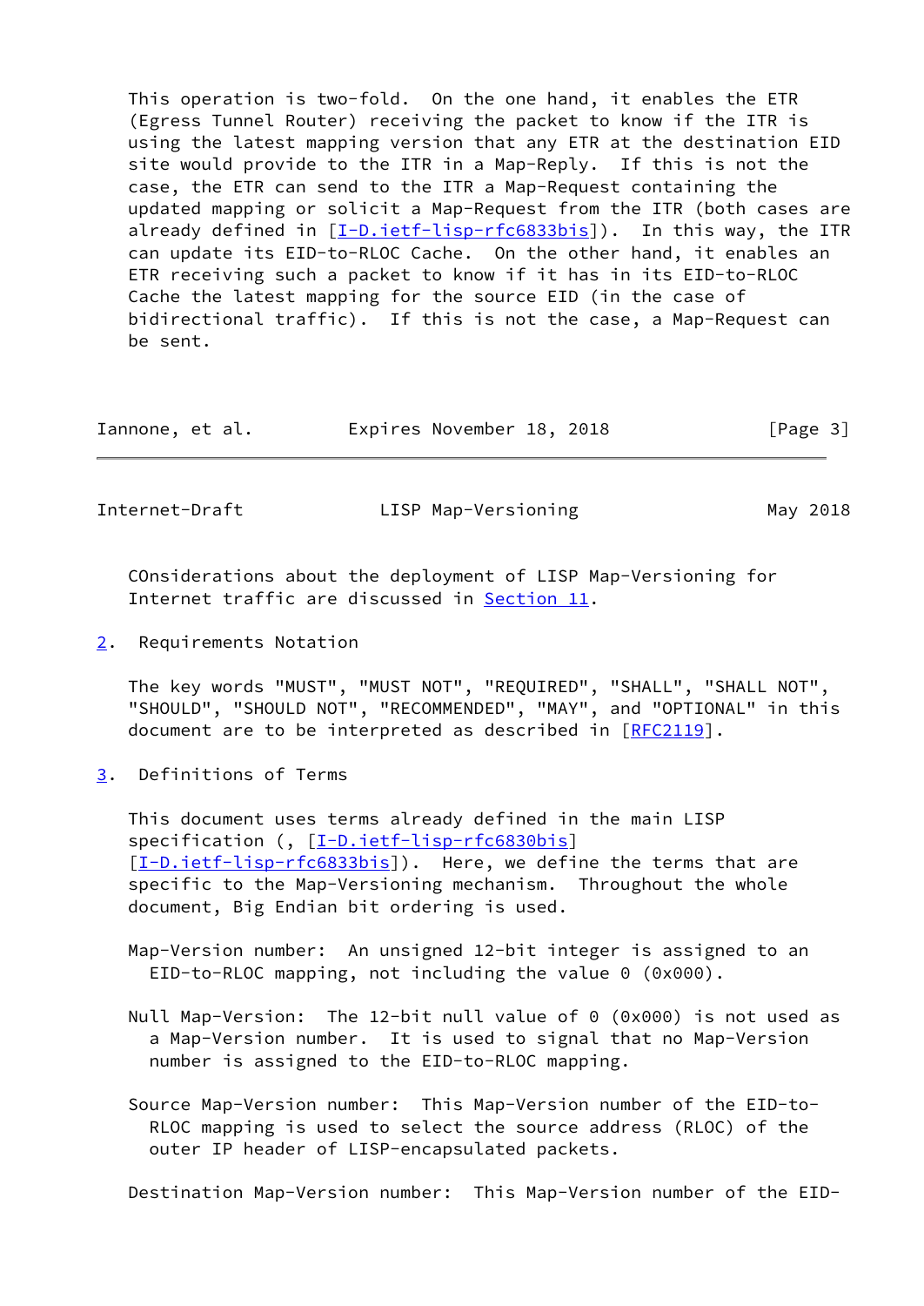This operation is two-fold. On the one hand, it enables the ETR (Egress Tunnel Router) receiving the packet to know if the ITR is using the latest mapping version that any ETR at the destination EID site would provide to the ITR in a Map-Reply. If this is not the case, the ETR can send to the ITR a Map-Request containing the updated mapping or solicit a Map-Request from the ITR (both cases are already defined in [I-D.ietf-lisp-rfc6833bis]). In this way, the ITR can update its EID-to-RLOC Cache. On the other hand, it enables an ETR receiving such a packet to know if it has in its EID-to-RLOC Cache the latest mapping for the source EID (in the case of bidirectional traffic). If this is not the case, a Map-Request can be sent.

COnsiderations about the deployment of LISP Map-Versioning for Internet traffic are discussed in Section 11.

## 2. Requirements Notation

The key words "MUST", "MUST NOT", "REQUIRED", "SHALL", "SHALL NOT", "SHOULD", "SHOULD NOT", "RECOMMENDED", "MAY", and "OPTIONAL" in this document are to be interpreted as described in [RFC2119].

## 3. Definitions of Terms

This document uses terms already defined in the main LISP specification (, [I-D.ietf-lisp-rfc6830bis] [I-D.ietf-lisp-rfc6833bis]). Here, we define the terms that are specific to the Map-Versioning mechanism. Throughout the whole document, Big Endian bit ordering is used.

Map-Version number: An unsigned 12-bit integer is assigned to an EID-to-RLOC mapping, not including the value 0 (0x000).

Null Map-Version: The 12-bit null value of 0 (0x000) is not used as a Map-Version number. It is used to signal that no Map-Version number is assigned to the EID-to-RLOC mapping.

Source Map-Version number: This Map-Version number of the EID-to-RLOC mapping is used to select the source address (RLOC) of the outer IP header of LISP-encapsulated packets.

Destination Map-Version number: This Map-Version number of the EID-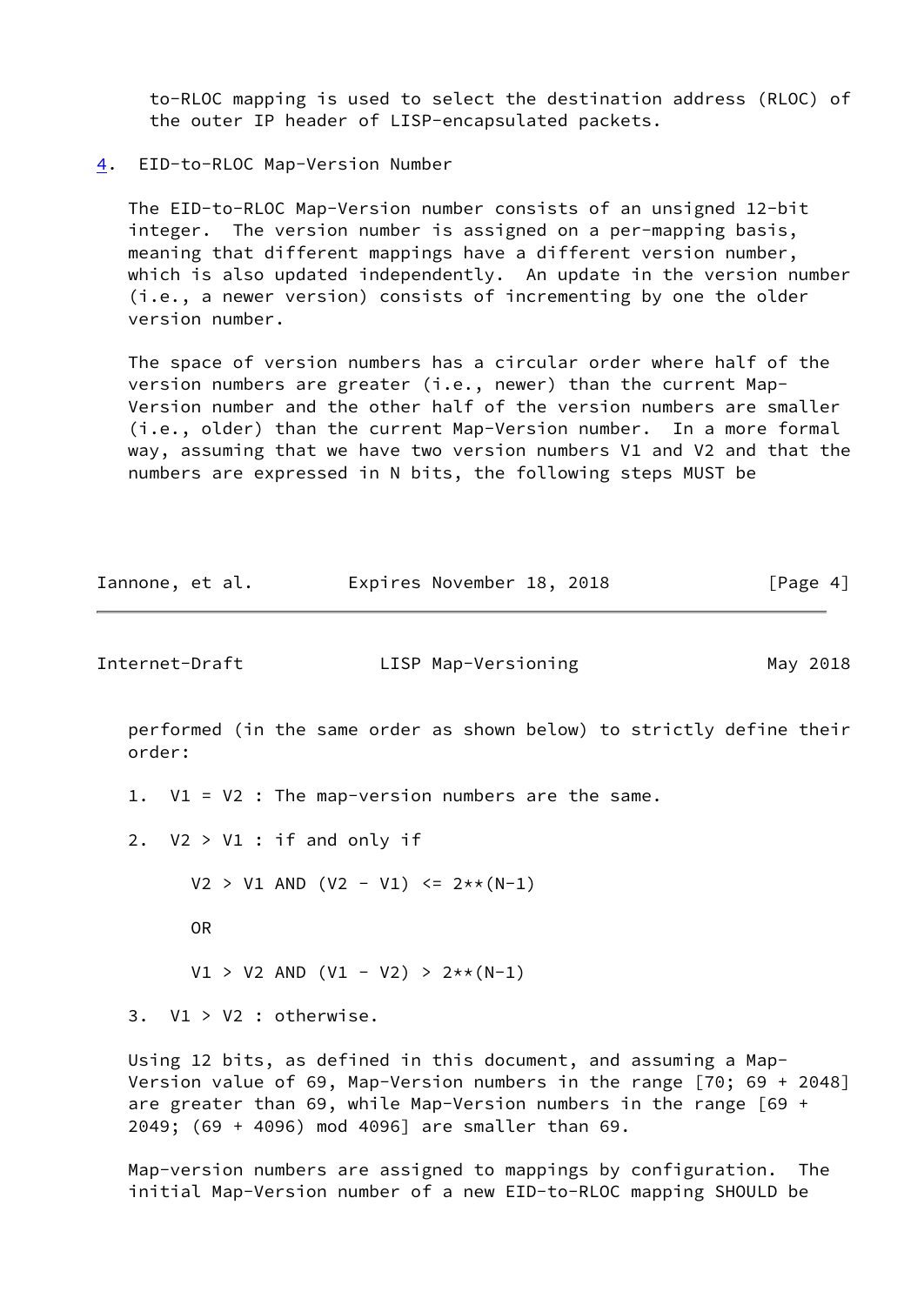to-RLOC mapping is used to select the destination address (RLOC) of the outer IP header of LISP-encapsulated packets.

## 4. EID-to-RLOC Map-Version Number

The EID-to-RLOC Map-Version number consists of an unsigned 12-bit integer. The version number is assigned on a per-mapping basis, meaning that different mappings have a different version number, which is also updated independently. An update in the version number (i.e., a newer version) consists of incrementing by one the older version number.

The space of version numbers has a circular order where half of the version numbers are greater (i.e., newer) than the current Map-Version number and the other half of the version numbers are smaller (i.e., older) than the current Map-Version number. In a more formal way, assuming that we have two version numbers V1 and V2 and that the numbers are expressed in N bits, the following steps MUST be performed (in the same order as shown below) to strictly define their order:

1. V1 = V2 : The map-version numbers are the same.

2. V2 > V1 : if and only if

   $V2 > V1$ AND $(V2 - V1) <= 2^{(N-1)}$

   OR

   $V1 > V2$ AND $(V1 - V2) > 2^{(N-1)}$

3. V1 > V2 : otherwise.

Using 12 bits, as defined in this document, and assuming a Map-Version value of 69, Map-Version numbers in the range [70; 69 + 2048] are greater than 69, while Map-Version numbers in the range [69 + 2049; (69 + 4096) mod 4096] are smaller than 69.

Map-version numbers are assigned to mappings by configuration. The initial Map-Version number of a new EID-to-RLOC mapping SHOULD be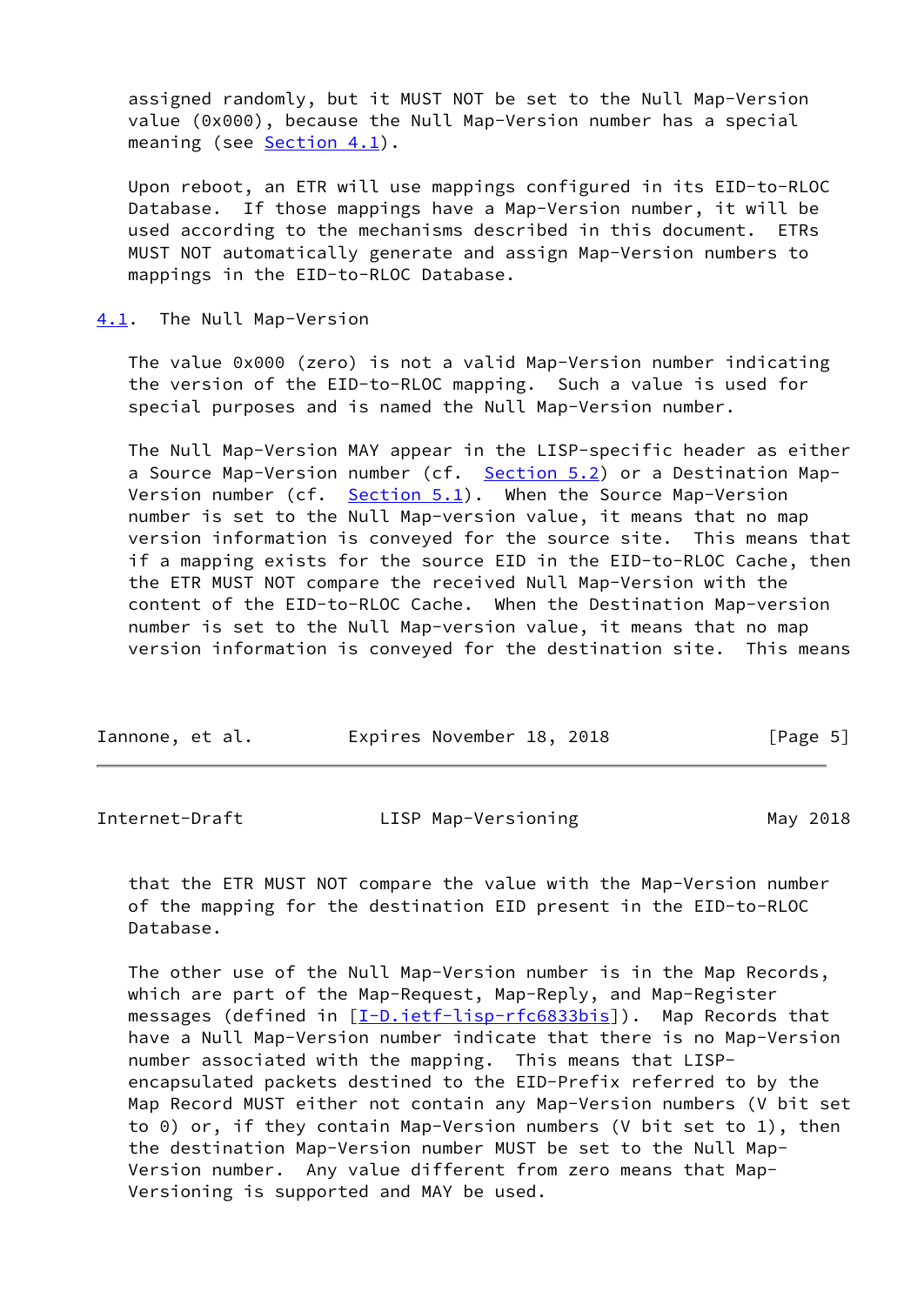assigned randomly, but it MUST NOT be set to the Null Map-Version value (0x000), because the Null Map-Version number has a special meaning (see Section 4.1).

Upon reboot, an ETR will use mappings configured in its EID-to-RLOC Database. If those mappings have a Map-Version number, it will be used according to the mechanisms described in this document. ETRs MUST NOT automatically generate and assign Map-Version numbers to mappings in the EID-to-RLOC Database.

## 4.1. The Null Map-Version

The value 0x000 (zero) is not a valid Map-Version number indicating the version of the EID-to-RLOC mapping. Such a value is used for special purposes and is named the Null Map-Version number.

The Null Map-Version MAY appear in the LISP-specific header as either a Source Map-Version number (cf. Section 5.2) or a Destination Map-Version number (cf. Section 5.1). When the Source Map-Version number is set to the Null Map-version value, it means that no map version information is conveyed for the source site. This means that if a mapping exists for the source EID in the EID-to-RLOC Cache, then the ETR MUST NOT compare the received Null Map-Version with the content of the EID-to-RLOC Cache. When the Destination Map-version number is set to the Null Map-version value, it means that no map version information is conveyed for the destination site. This means that the ETR MUST NOT compare the value with the Map-Version number of the mapping for the destination EID present in the EID-to-RLOC Database.

The other use of the Null Map-Version number is in the Map Records, which are part of the Map-Request, Map-Reply, and Map-Register messages (defined in [I-D.ietf-lisp-rfc6833bis]). Map Records that have a Null Map-Version number indicate that there is no Map-Version number associated with the mapping. This means that LISP-encapsulated packets destined to the EID-Prefix referred to by the Map Record MUST either not contain any Map-Version numbers (V bit set to 0) or, if they contain Map-Version numbers (V bit set to 1), then the destination Map-Version number MUST be set to the Null Map-Version number. Any value different from zero means that Map-Versioning is supported and MAY be used.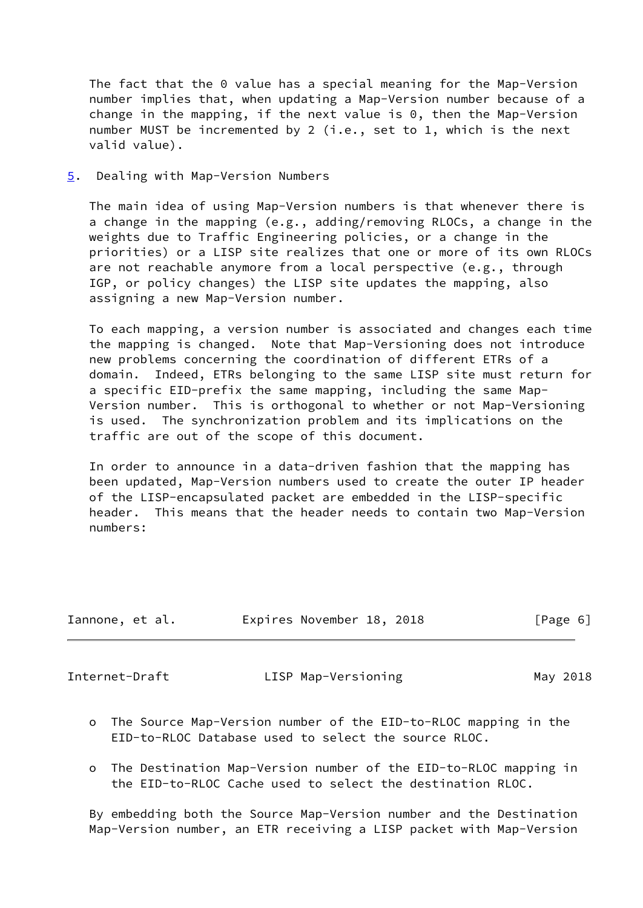The fact that the 0 value has a special meaning for the Map-Version number implies that, when updating a Map-Version number because of a change in the mapping, if the next value is 0, then the Map-Version number MUST be incremented by 2 (i.e., set to 1, which is the next valid value).

## 5. Dealing with Map-Version Numbers

The main idea of using Map-Version numbers is that whenever there is a change in the mapping (e.g., adding/removing RLOCs, a change in the weights due to Traffic Engineering policies, or a change in the priorities) or a LISP site realizes that one or more of its own RLOCs are not reachable anymore from a local perspective (e.g., through IGP, or policy changes) the LISP site updates the mapping, also assigning a new Map-Version number.

To each mapping, a version number is associated and changes each time the mapping is changed. Note that Map-Versioning does not introduce new problems concerning the coordination of different ETRs of a domain. Indeed, ETRs belonging to the same LISP site must return for a specific EID-prefix the same mapping, including the same Map-Version number. This is orthogonal to whether or not Map-Versioning is used. The synchronization problem and its implications on the traffic are out of the scope of this document.

In order to announce in a data-driven fashion that the mapping has been updated, Map-Version numbers used to create the outer IP header of the LISP-encapsulated packet are embedded in the LISP-specific header. This means that the header needs to contain two Map-Version numbers:

- The Source Map-Version number of the EID-to-RLOC mapping in the EID-to-RLOC Database used to select the source RLOC.
- The Destination Map-Version number of the EID-to-RLOC mapping in the EID-to-RLOC Cache used to select the destination RLOC.

By embedding both the Source Map-Version number and the Destination Map-Version number, an ETR receiving a LISP packet with Map-Version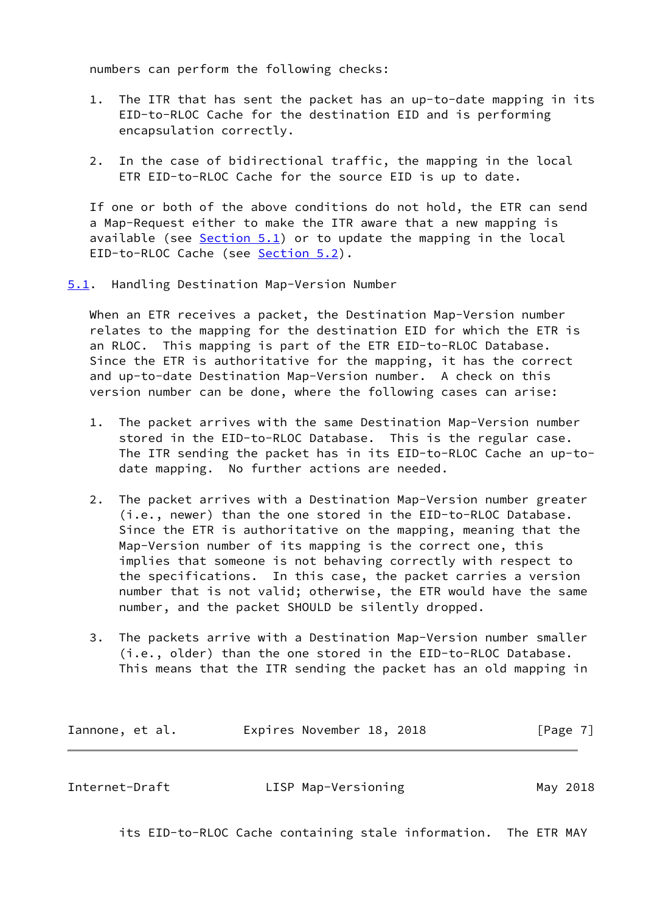numbers can perform the following checks:

1. The ITR that has sent the packet has an up-to-date mapping in its EID-to-RLOC Cache for the destination EID and is performing encapsulation correctly.

2. In the case of bidirectional traffic, the mapping in the local ETR EID-to-RLOC Cache for the source EID is up to date.

If one or both of the above conditions do not hold, the ETR can send a Map-Request either to make the ITR aware that a new mapping is available (see Section 5.1) or to update the mapping in the local EID-to-RLOC Cache (see Section 5.2).

## 5.1. Handling Destination Map-Version Number

When an ETR receives a packet, the Destination Map-Version number relates to the mapping for the destination EID for which the ETR is an RLOC. This mapping is part of the ETR EID-to-RLOC Database. Since the ETR is authoritative for the mapping, it has the correct and up-to-date Destination Map-Version number. A check on this version number can be done, where the following cases can arise:

1. The packet arrives with the same Destination Map-Version number stored in the EID-to-RLOC Database. This is the regular case. The ITR sending the packet has in its EID-to-RLOC Cache an up-to-date mapping. No further actions are needed.

2. The packet arrives with a Destination Map-Version number greater (i.e., newer) than the one stored in the EID-to-RLOC Database. Since the ETR is authoritative on the mapping, meaning that the Map-Version number of its mapping is the correct one, this implies that someone is not behaving correctly with respect to the specifications. In this case, the packet carries a version number that is not valid; otherwise, the ETR would have the same number, and the packet SHOULD be silently dropped.

3. The packets arrive with a Destination Map-Version number smaller (i.e., older) than the one stored in the EID-to-RLOC Database. This means that the ITR sending the packet has an old mapping in its EID-to-RLOC Cache containing stale information. The ETR MAY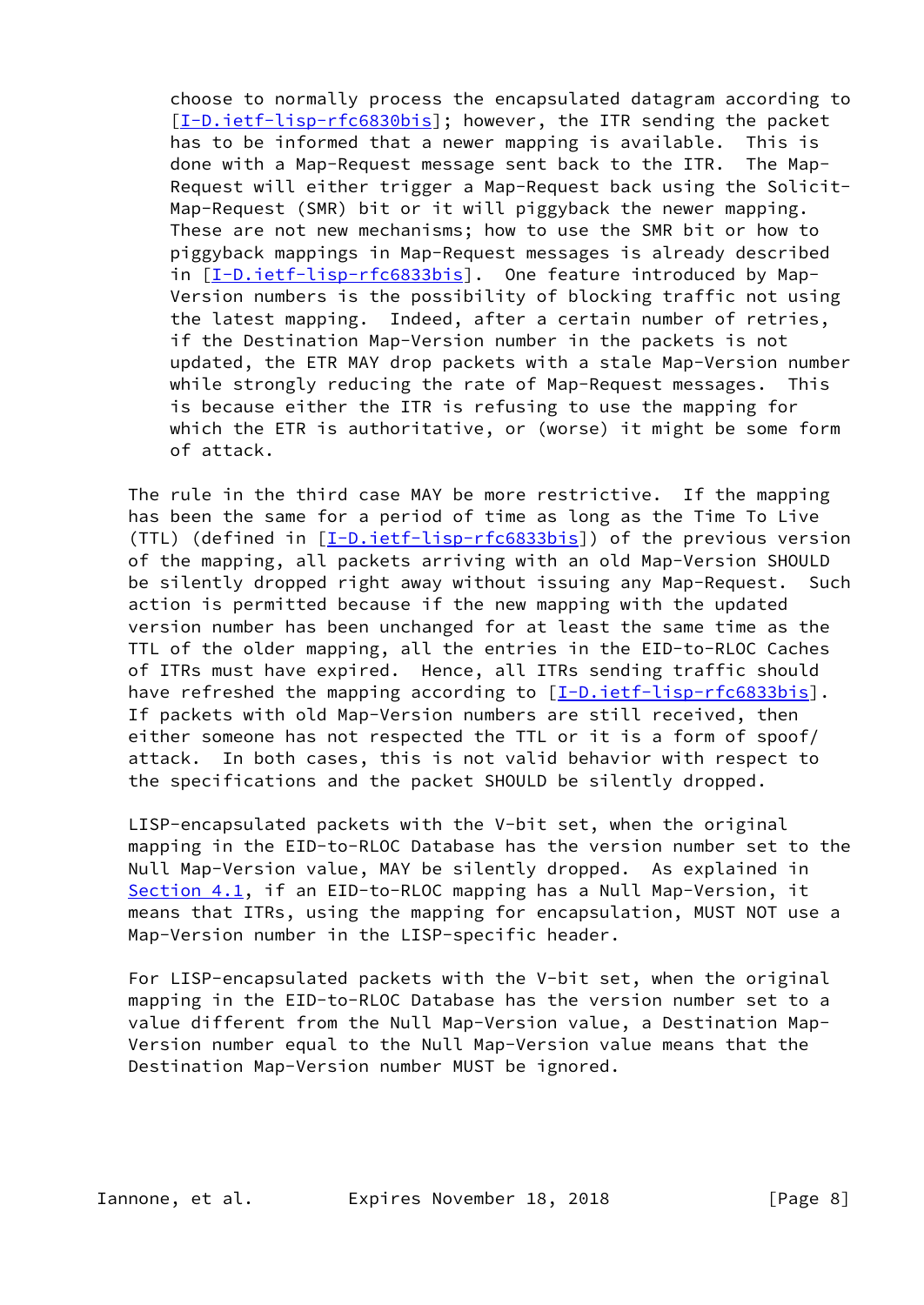choose to normally process the encapsulated datagram according to [I-D.ietf-lisp-rfc6830bis]; however, the ITR sending the packet has to be informed that a newer mapping is available. This is done with a Map-Request message sent back to the ITR. The Map-Request will either trigger a Map-Request back using the Solicit-Map-Request (SMR) bit or it will piggyback the newer mapping. These are not new mechanisms; how to use the SMR bit or how to piggyback mappings in Map-Request messages is already described in [I-D.ietf-lisp-rfc6833bis]. One feature introduced by Map-Version numbers is the possibility of blocking traffic not using the latest mapping. Indeed, after a certain number of retries, if the Destination Map-Version number in the packets is not updated, the ETR MAY drop packets with a stale Map-Version number while strongly reducing the rate of Map-Request messages. This is because either the ITR is refusing to use the mapping for which the ETR is authoritative, or (worse) it might be some form of attack.

The rule in the third case MAY be more restrictive. If the mapping has been the same for a period of time as long as the Time To Live (TTL) (defined in [I-D.ietf-lisp-rfc6833bis]) of the previous version of the mapping, all packets arriving with an old Map-Version SHOULD be silently dropped right away without issuing any Map-Request. Such action is permitted because if the new mapping with the updated version number has been unchanged for at least the same time as the TTL of the older mapping, all the entries in the EID-to-RLOC Caches of ITRs must have expired. Hence, all ITRs sending traffic should have refreshed the mapping according to [I-D.ietf-lisp-rfc6833bis]. If packets with old Map-Version numbers are still received, then either someone has not respected the TTL or it is a form of spoof/attack. In both cases, this is not valid behavior with respect to the specifications and the packet SHOULD be silently dropped.

LISP-encapsulated packets with the V-bit set, when the original mapping in the EID-to-RLOC Database has the version number set to the Null Map-Version value, MAY be silently dropped. As explained in Section 4.1, if an EID-to-RLOC mapping has a Null Map-Version, it means that ITRs, using the mapping for encapsulation, MUST NOT use a Map-Version number in the LISP-specific header.

For LISP-encapsulated packets with the V-bit set, when the original mapping in the EID-to-RLOC Database has the version number set to a value different from the Null Map-Version value, a Destination Map-Version number equal to the Null Map-Version value means that the Destination Map-Version number MUST be ignored.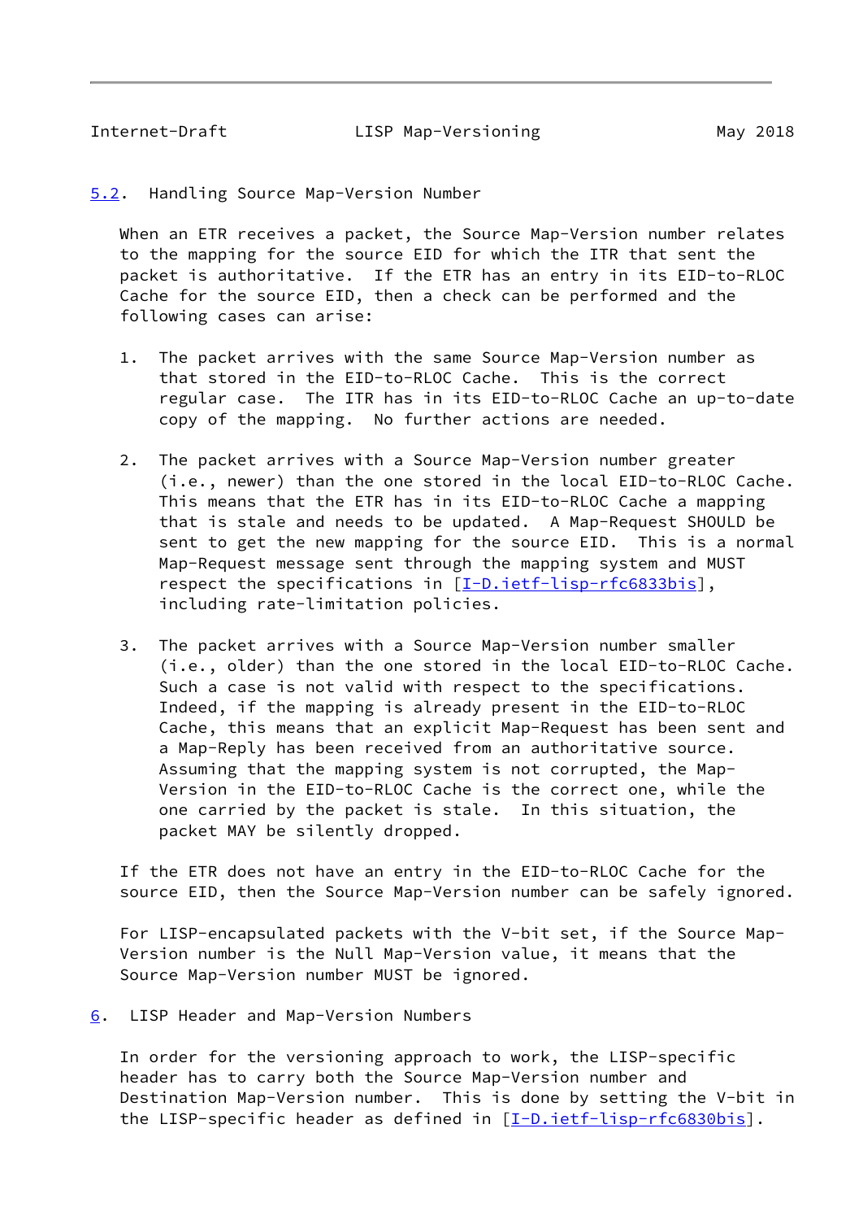### 5.2. Handling Source Map-Version Number

When an ETR receives a packet, the Source Map-Version number relates to the mapping for the source EID for which the ITR that sent the packet is authoritative. If the ETR has an entry in its EID-to-RLOC Cache for the source EID, then a check can be performed and the following cases can arise:

1. The packet arrives with the same Source Map-Version number as that stored in the EID-to-RLOC Cache. This is the correct regular case. The ITR has in its EID-to-RLOC Cache an up-to-date copy of the mapping. No further actions are needed.

2. The packet arrives with a Source Map-Version number greater (i.e., newer) than the one stored in the local EID-to-RLOC Cache. This means that the ETR has in its EID-to-RLOC Cache a mapping that is stale and needs to be updated. A Map-Request SHOULD be sent to get the new mapping for the source EID. This is a normal Map-Request message sent through the mapping system and MUST respect the specifications in [I-D.ietf-lisp-rfc6833bis], including rate-limitation policies.

3. The packet arrives with a Source Map-Version number smaller (i.e., older) than the one stored in the local EID-to-RLOC Cache. Such a case is not valid with respect to the specifications. Indeed, if the mapping is already present in the EID-to-RLOC Cache, this means that an explicit Map-Request has been sent and a Map-Reply has been received from an authoritative source. Assuming that the mapping system is not corrupted, the Map-Version in the EID-to-RLOC Cache is the correct one, while the one carried by the packet is stale. In this situation, the packet MAY be silently dropped.

If the ETR does not have an entry in the EID-to-RLOC Cache for the source EID, then the Source Map-Version number can be safely ignored.

For LISP-encapsulated packets with the V-bit set, if the Source Map-Version number is the Null Map-Version value, it means that the Source Map-Version number MUST be ignored.

## 6. LISP Header and Map-Version Numbers

In order for the versioning approach to work, the LISP-specific header has to carry both the Source Map-Version number and Destination Map-Version number. This is done by setting the V-bit in the LISP-specific header as defined in [I-D.ietf-lisp-rfc6830bis].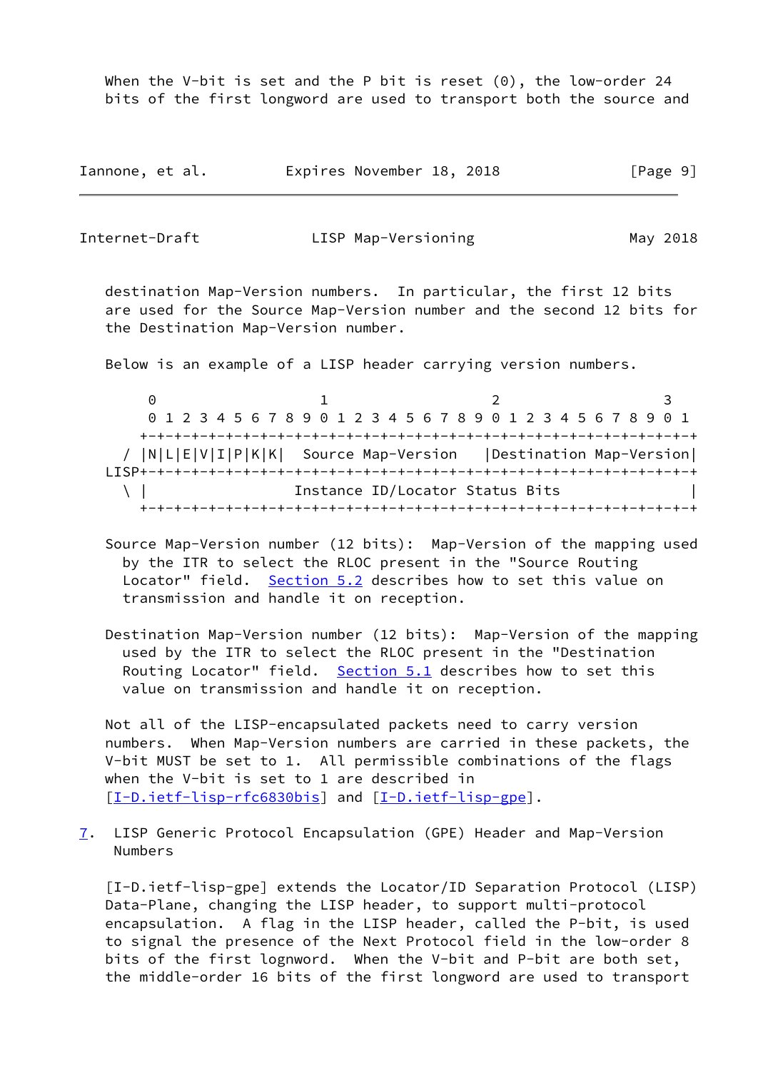When the V-bit is set and the P bit is reset (0), the low-order 24 bits of the first longword are used to transport both the source and destination Map-Version numbers. In particular, the first 12 bits are used for the Source Map-Version number and the second 12 bits for the Destination Map-Version number.

Below is an example of a LISP header carrying version numbers.

```
     0                   1                   2                   3
     0 1 2 3 4 5 6 7 8 9 0 1 2 3 4 5 6 7 8 9 0 1 2 3 4 5 6 7 8 9 0 1
    +-+-+-+-+-+-+-+-+-+-+-+-+-+-+-+-+-+-+-+-+-+-+-+-+-+-+-+-+-+-+-+-+
  / |N|L|E|V|I|P|K|K|  Source Map-Version   |Destination Map-Version|
LISP+-+-+-+-+-+-+-+-+-+-+-+-+-+-+-+-+-+-+-+-+-+-+-+-+-+-+-+-+-+-+-+-+
  \ |                 Instance ID/Locator Status Bits               |
    +-+-+-+-+-+-+-+-+-+-+-+-+-+-+-+-+-+-+-+-+-+-+-+-+-+-+-+-+-+-+-+-+
```

Source Map-Version number (12 bits): Map-Version of the mapping used by the ITR to select the RLOC present in the "Source Routing Locator" field. Section 5.2 describes how to set this value on transmission and handle it on reception.

Destination Map-Version number (12 bits): Map-Version of the mapping used by the ITR to select the RLOC present in the "Destination Routing Locator" field. Section 5.1 describes how to set this value on transmission and handle it on reception.

Not all of the LISP-encapsulated packets need to carry version numbers. When Map-Version numbers are carried in these packets, the V-bit MUST be set to 1. All permissible combinations of the flags when the V-bit is set to 1 are described in [I-D.ietf-lisp-rfc6830bis] and [I-D.ietf-lisp-gpe].

## 7. LISP Generic Protocol Encapsulation (GPE) Header and Map-Version Numbers

[I-D.ietf-lisp-gpe] extends the Locator/ID Separation Protocol (LISP) Data-Plane, changing the LISP header, to support multi-protocol encapsulation. A flag in the LISP header, called the P-bit, is used to signal the presence of the Next Protocol field in the low-order 8 bits of the first lognword. When the V-bit and P-bit are both set, the middle-order 16 bits of the first longword are used to transport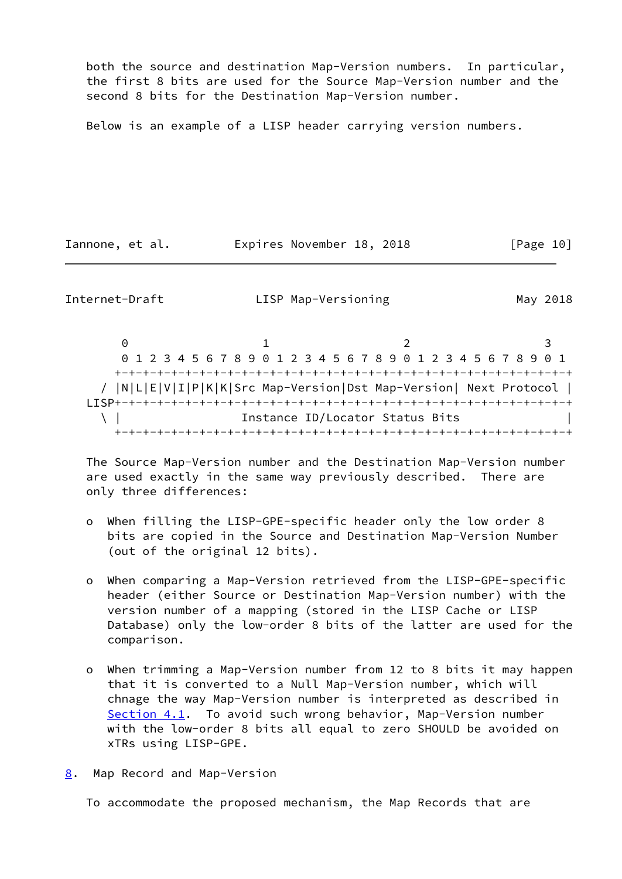both the source and destination Map-Version numbers. In particular, the first 8 bits are used for the Source Map-Version number and the second 8 bits for the Destination Map-Version number.

Below is an example of a LISP header carrying version numbers.

```
        0                   1                   2                   3
        0 1 2 3 4 5 6 7 8 9 0 1 2 3 4 5 6 7 8 9 0 1 2 3 4 5 6 7 8 9 0 1
       +-+-+-+-+-+-+-+-+-+-+-+-+-+-+-+-+-+-+-+-+-+-+-+-+-+-+-+-+-+-+-+-+
     / |N|L|E|V|I|P|K|K|Src Map-Version|Dst Map-Version| Next Protocol |
   LISP+-+-+-+-+-+-+-+-+-+-+-+-+-+-+-+-+-+-+-+-+-+-+-+-+-+-+-+-+-+-+-+-+
     \ |                 Instance ID/Locator Status Bits               |
       +-+-+-+-+-+-+-+-+-+-+-+-+-+-+-+-+-+-+-+-+-+-+-+-+-+-+-+-+-+-+-+-+
```

The Source Map-Version number and the Destination Map-Version number are used exactly in the same way previously described. There are only three differences:

- When filling the LISP-GPE-specific header only the low order 8 bits are copied in the Source and Destination Map-Version Number (out of the original 12 bits).
- When comparing a Map-Version retrieved from the LISP-GPE-specific header (either Source or Destination Map-Version number) with the version number of a mapping (stored in the LISP Cache or LISP Database) only the low-order 8 bits of the latter are used for the comparison.
- When trimming a Map-Version number from 12 to 8 bits it may happen that it is converted to a Null Map-Version number, which will chnage the way Map-Version number is interpreted as described in Section 4.1. To avoid such wrong behavior, Map-Version number with the low-order 8 bits all equal to zero SHOULD be avoided on xTRs using LISP-GPE.

## 8. Map Record and Map-Version

To accommodate the proposed mechanism, the Map Records that are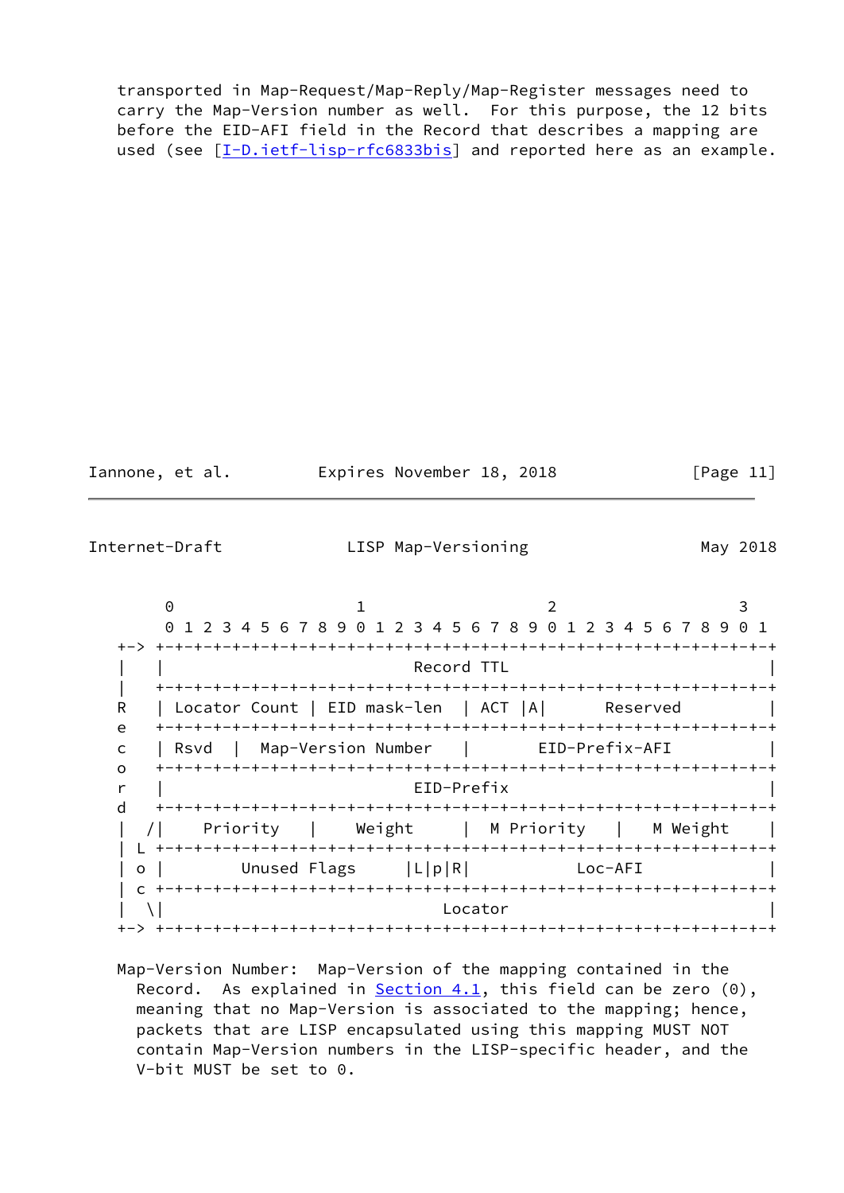transported in Map-Request/Map-Reply/Map-Register messages need to carry the Map-Version number as well. For this purpose, the 12 bits before the EID-AFI field in the Record that describes a mapping are used (see [I-D.ietf-lisp-rfc6833bis] and reported here as an example.

```
        0                   1                   2                   3
        0 1 2 3 4 5 6 7 8 9 0 1 2 3 4 5 6 7 8 9 0 1 2 3 4 5 6 7 8 9 0 1
    +-> +-+-+-+-+-+-+-+-+-+-+-+-+-+-+-+-+-+-+-+-+-+-+-+-+-+-+-+-+-+-+-+-+
    |   |                          Record TTL                           |
    |   +-+-+-+-+-+-+-+-+-+-+-+-+-+-+-+-+-+-+-+-+-+-+-+-+-+-+-+-+-+-+-+-+
    R   | Locator Count | EID mask-len  | ACT |A|       Reserved        |
    e   +-+-+-+-+-+-+-+-+-+-+-+-+-+-+-+-+-+-+-+-+-+-+-+-+-+-+-+-+-+-+-+-+
    c   | Rsvd  |  Map-Version Number   |       EID-Prefix-AFI          |
    o   +-+-+-+-+-+-+-+-+-+-+-+-+-+-+-+-+-+-+-+-+-+-+-+-+-+-+-+-+-+-+-+-+
    r   |                          EID-Prefix                           |
    d   +-+-+-+-+-+-+-+-+-+-+-+-+-+-+-+-+-+-+-+-+-+-+-+-+-+-+-+-+-+-+-+-+
    |  /|    Priority   |    Weight     |  M Priority   |   M Weight    |
    | L +-+-+-+-+-+-+-+-+-+-+-+-+-+-+-+-+-+-+-+-+-+-+-+-+-+-+-+-+-+-+-+-+
    | o |        Unused Flags     |L|p|R|           Loc-AFI             |
    | c +-+-+-+-+-+-+-+-+-+-+-+-+-+-+-+-+-+-+-+-+-+-+-+-+-+-+-+-+-+-+-+-+
    |  \|                             Locator                           |
    +-> +-+-+-+-+-+-+-+-+-+-+-+-+-+-+-+-+-+-+-+-+-+-+-+-+-+-+-+-+-+-+-+-+
```

Map-Version Number: Map-Version of the mapping contained in the Record. As explained in Section 4.1, this field can be zero (0), meaning that no Map-Version is associated to the mapping; hence, packets that are LISP encapsulated using this mapping MUST NOT contain Map-Version numbers in the LISP-specific header, and the V-bit MUST be set to 0.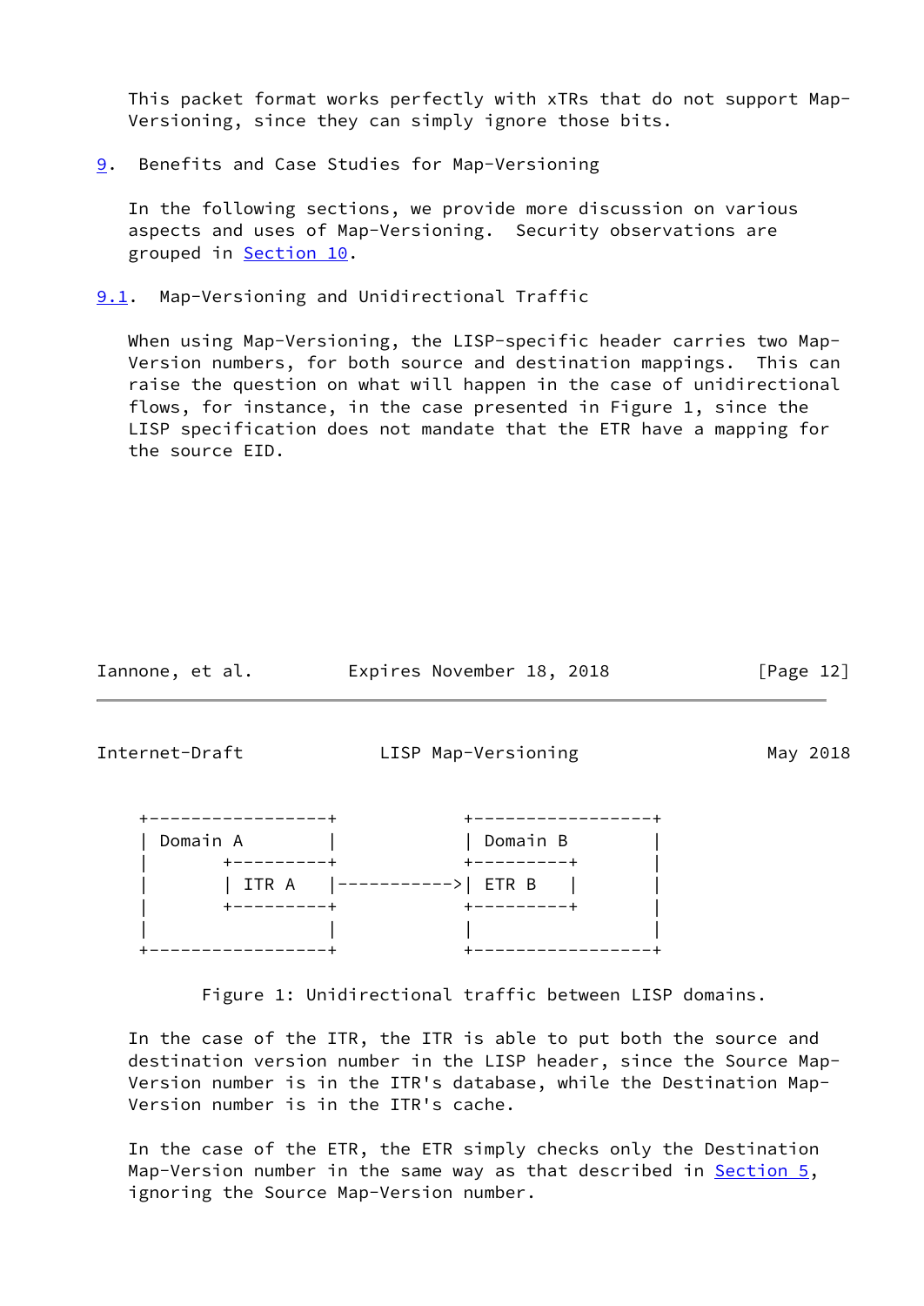This packet format works perfectly with xTRs that do not support Map-Versioning, since they can simply ignore those bits.

## 9. Benefits and Case Studies for Map-Versioning

In the following sections, we provide more discussion on various aspects and uses of Map-Versioning. Security observations are grouped in Section 10.

### 9.1. Map-Versioning and Unidirectional Traffic

When using Map-Versioning, the LISP-specific header carries two Map-Version numbers, for both source and destination mappings. This can raise the question on what will happen in the case of unidirectional flows, for instance, in the case presented in Figure 1, since the LISP specification does not mandate that the ETR have a mapping for the source EID.

```
 +-----------------+           +-----------------+
 | Domain A        |           | Domain B        |
 |     +---------+           +---------+       |
 |     | ITR A   |----------->| ETR B   |       |
 |     +---------+           +---------+       |
 |                 |           |                 |
 +-----------------+           +-----------------+
```

Figure 1: Unidirectional traffic between LISP domains.

In the case of the ITR, the ITR is able to put both the source and destination version number in the LISP header, since the Source Map-Version number is in the ITR's database, while the Destination Map-Version number is in the ITR's cache.

In the case of the ETR, the ETR simply checks only the Destination Map-Version number in the same way as that described in Section 5, ignoring the Source Map-Version number.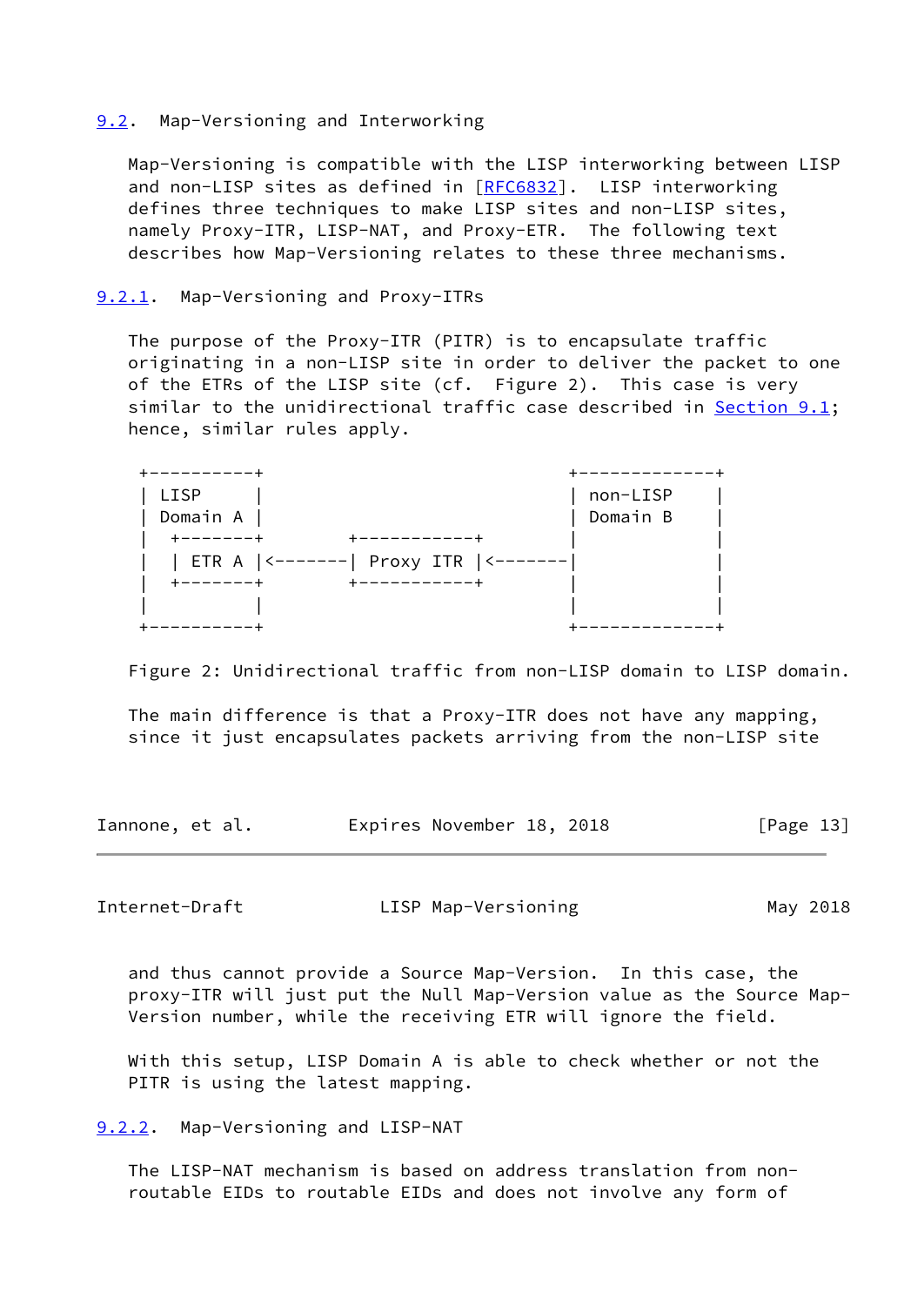### 9.2. Map-Versioning and Interworking

Map-Versioning is compatible with the LISP interworking between LISP and non-LISP sites as defined in [RFC6832]. LISP interworking defines three techniques to make LISP sites and non-LISP sites, namely Proxy-ITR, LISP-NAT, and Proxy-ETR. The following text describes how Map-Versioning relates to these three mechanisms.

#### 9.2.1. Map-Versioning and Proxy-ITRs

The purpose of the Proxy-ITR (PITR) is to encapsulate traffic originating in a non-LISP site in order to deliver the packet to one of the ETRs of the LISP site (cf. Figure 2). This case is very similar to the unidirectional traffic case described in Section 9.1; hence, similar rules apply.

```
 +----------+                                  +-------------+
 | LISP     |                                  | non-LISP    |
 | Domain A |                                  | Domain B    |
 | +-------+          +-----------+            |             |
 | | ETR A |<-------| Proxy ITR |<-------|             |
 | +-------+          +-----------+            |             |
 |          |                                  |             |
 +----------+                                  +-------------+
```

Figure 2: Unidirectional traffic from non-LISP domain to LISP domain.

The main difference is that a Proxy-ITR does not have any mapping, since it just encapsulates packets arriving from the non-LISP site and thus cannot provide a Source Map-Version. In this case, the proxy-ITR will just put the Null Map-Version value as the Source Map-Version number, while the receiving ETR will ignore the field.

With this setup, LISP Domain A is able to check whether or not the PITR is using the latest mapping.

#### 9.2.2. Map-Versioning and LISP-NAT

The LISP-NAT mechanism is based on address translation from non-routable EIDs to routable EIDs and does not involve any form of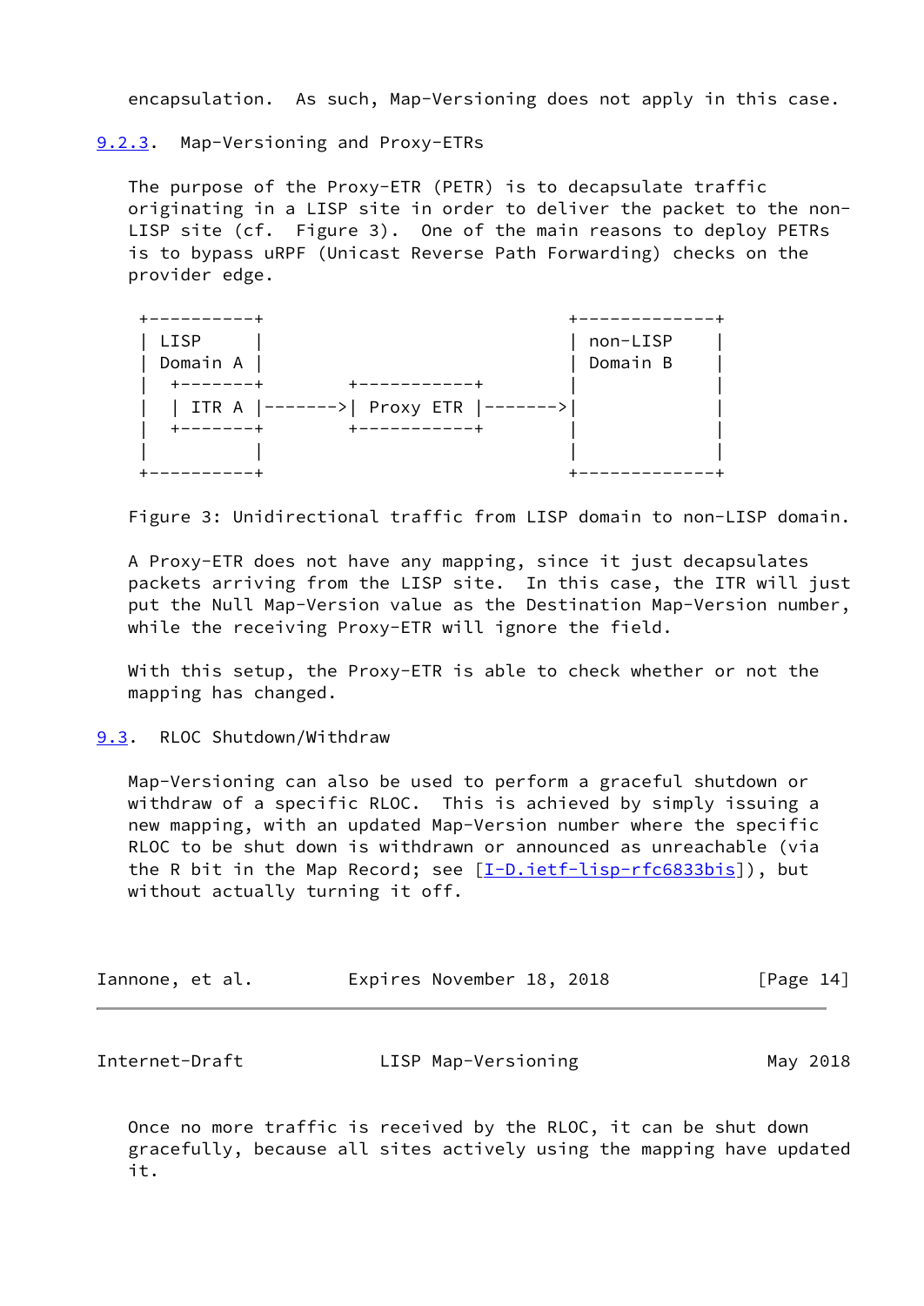encapsulation. As such, Map-Versioning does not apply in this case.

### 9.2.3. Map-Versioning and Proxy-ETRs

The purpose of the Proxy-ETR (PETR) is to decapsulate traffic originating in a LISP site in order to deliver the packet to the non-LISP site (cf. Figure 3). One of the main reasons to deploy PETRs is to bypass uRPF (Unicast Reverse Path Forwarding) checks on the provider edge.

```
 +----------+                                    +-------------+
 | LISP     |                                    | non-LISP    |
 | Domain A |                                    | Domain B    |
 |  +-------+        +-----------+               |             |
 |  | ITR A |------->| Proxy ETR |-------------->|             |
 |  +-------+        +-----------+               |             |
 |          |                                    |             |
 +----------+                                    +-------------+
```

Figure 3: Unidirectional traffic from LISP domain to non-LISP domain.

A Proxy-ETR does not have any mapping, since it just decapsulates packets arriving from the LISP site. In this case, the ITR will just put the Null Map-Version value as the Destination Map-Version number, while the receiving Proxy-ETR will ignore the field.

With this setup, the Proxy-ETR is able to check whether or not the mapping has changed.

## 9.3. RLOC Shutdown/Withdraw

Map-Versioning can also be used to perform a graceful shutdown or withdraw of a specific RLOC. This is achieved by simply issuing a new mapping, with an updated Map-Version number where the specific RLOC to be shut down is withdrawn or announced as unreachable (via the R bit in the Map Record; see [I-D.ietf-lisp-rfc6833bis]), but without actually turning it off.

Once no more traffic is received by the RLOC, it can be shut down gracefully, because all sites actively using the mapping have updated it.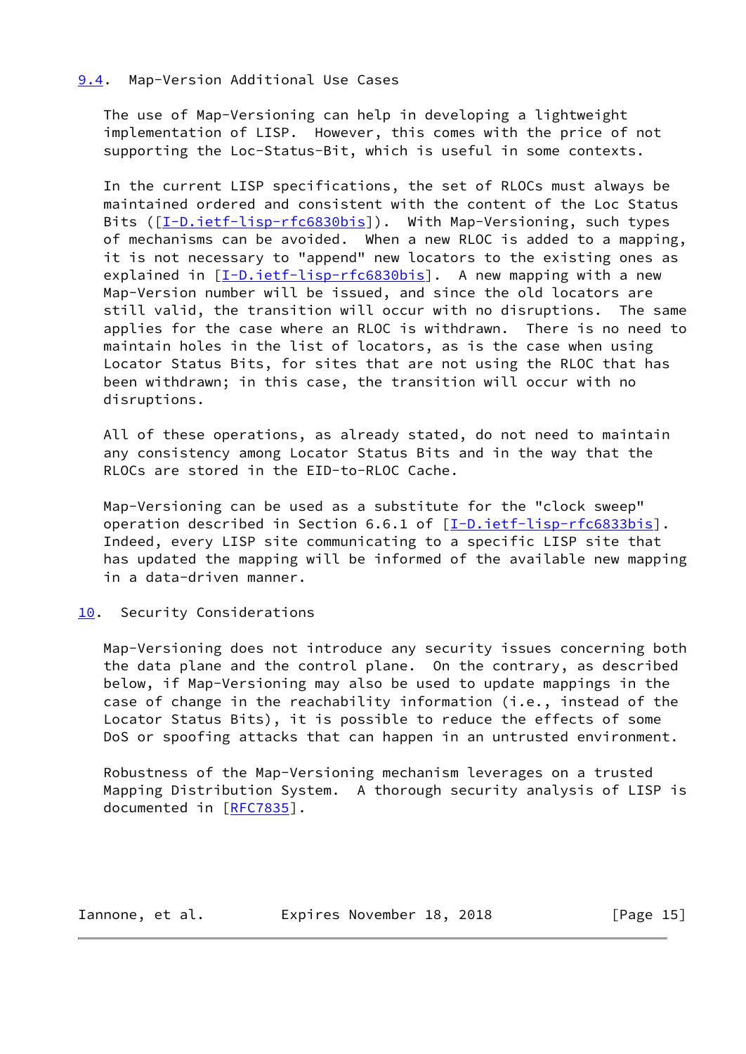## 9.4. Map-Version Additional Use Cases

The use of Map-Versioning can help in developing a lightweight implementation of LISP. However, this comes with the price of not supporting the Loc-Status-Bit, which is useful in some contexts.

In the current LISP specifications, the set of RLOCs must always be maintained ordered and consistent with the content of the Loc Status Bits ([I-D.ietf-lisp-rfc6830bis]). With Map-Versioning, such types of mechanisms can be avoided. When a new RLOC is added to a mapping, it is not necessary to "append" new locators to the existing ones as explained in [I-D.ietf-lisp-rfc6830bis]. A new mapping with a new Map-Version number will be issued, and since the old locators are still valid, the transition will occur with no disruptions. The same applies for the case where an RLOC is withdrawn. There is no need to maintain holes in the list of locators, as is the case when using Locator Status Bits, for sites that are not using the RLOC that has been withdrawn; in this case, the transition will occur with no disruptions.

All of these operations, as already stated, do not need to maintain any consistency among Locator Status Bits and in the way that the RLOCs are stored in the EID-to-RLOC Cache.

Map-Versioning can be used as a substitute for the "clock sweep" operation described in Section 6.6.1 of [I-D.ietf-lisp-rfc6833bis]. Indeed, every LISP site communicating to a specific LISP site that has updated the mapping will be informed of the available new mapping in a data-driven manner.

# 10. Security Considerations

Map-Versioning does not introduce any security issues concerning both the data plane and the control plane. On the contrary, as described below, if Map-Versioning may also be used to update mappings in the case of change in the reachability information (i.e., instead of the Locator Status Bits), it is possible to reduce the effects of some DoS or spoofing attacks that can happen in an untrusted environment.

Robustness of the Map-Versioning mechanism leverages on a trusted Mapping Distribution System. A thorough security analysis of LISP is documented in [RFC7835].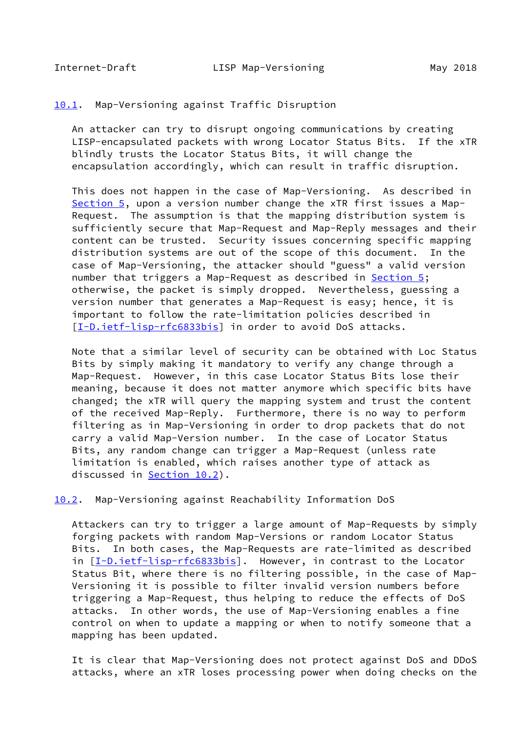### 10.1. Map-Versioning against Traffic Disruption

An attacker can try to disrupt ongoing communications by creating LISP-encapsulated packets with wrong Locator Status Bits. If the xTR blindly trusts the Locator Status Bits, it will change the encapsulation accordingly, which can result in traffic disruption.

This does not happen in the case of Map-Versioning. As described in Section 5, upon a version number change the xTR first issues a Map-Request. The assumption is that the mapping distribution system is sufficiently secure that Map-Request and Map-Reply messages and their content can be trusted. Security issues concerning specific mapping distribution systems are out of the scope of this document. In the case of Map-Versioning, the attacker should "guess" a valid version number that triggers a Map-Request as described in Section 5; otherwise, the packet is simply dropped. Nevertheless, guessing a version number that generates a Map-Request is easy; hence, it is important to follow the rate-limitation policies described in [I-D.ietf-lisp-rfc6833bis] in order to avoid DoS attacks.

Note that a similar level of security can be obtained with Loc Status Bits by simply making it mandatory to verify any change through a Map-Request. However, in this case Locator Status Bits lose their meaning, because it does not matter anymore which specific bits have changed; the xTR will query the mapping system and trust the content of the received Map-Reply. Furthermore, there is no way to perform filtering as in Map-Versioning in order to drop packets that do not carry a valid Map-Version number. In the case of Locator Status Bits, any random change can trigger a Map-Request (unless rate limitation is enabled, which raises another type of attack as discussed in Section 10.2).

### 10.2. Map-Versioning against Reachability Information DoS

Attackers can try to trigger a large amount of Map-Requests by simply forging packets with random Map-Versions or random Locator Status Bits. In both cases, the Map-Requests are rate-limited as described in [I-D.ietf-lisp-rfc6833bis]. However, in contrast to the Locator Status Bit, where there is no filtering possible, in the case of Map-Versioning it is possible to filter invalid version numbers before triggering a Map-Request, thus helping to reduce the effects of DoS attacks. In other words, the use of Map-Versioning enables a fine control on when to update a mapping or when to notify someone that a mapping has been updated.

It is clear that Map-Versioning does not protect against DoS and DDoS attacks, where an xTR loses processing power when doing checks on the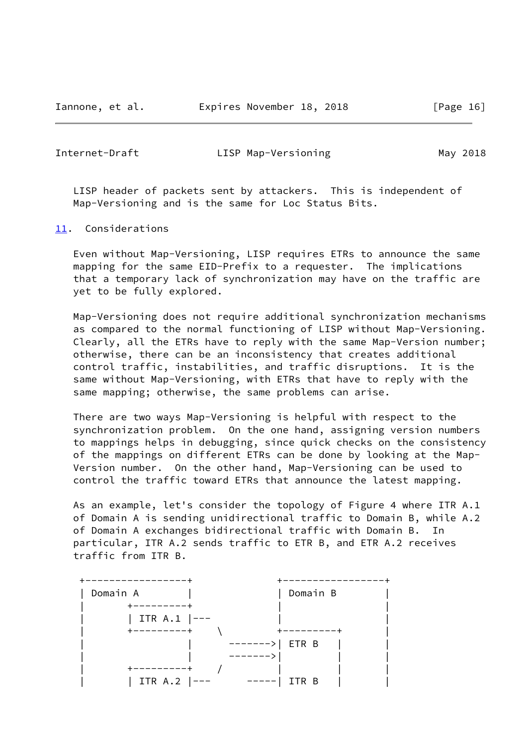LISP header of packets sent by attackers. This is independent of Map-Versioning and is the same for Loc Status Bits.

## 11. Considerations

Even without Map-Versioning, LISP requires ETRs to announce the same mapping for the same EID-Prefix to a requester. The implications that a temporary lack of synchronization may have on the traffic are yet to be fully explored.

Map-Versioning does not require additional synchronization mechanisms as compared to the normal functioning of LISP without Map-Versioning. Clearly, all the ETRs have to reply with the same Map-Version number; otherwise, there can be an inconsistency that creates additional control traffic, instabilities, and traffic disruptions. It is the same without Map-Versioning, with ETRs that have to reply with the same mapping; otherwise, the same problems can arise.

There are two ways Map-Versioning is helpful with respect to the synchronization problem. On the one hand, assigning version numbers to mappings helps in debugging, since quick checks on the consistency of the mappings on different ETRs can be done by looking at the Map-Version number. On the other hand, Map-Versioning can be used to control the traffic toward ETRs that announce the latest mapping.

As an example, let's consider the topology of Figure 4 where ITR A.1 of Domain A is sending unidirectional traffic to Domain B, while A.2 of Domain A exchanges bidirectional traffic with Domain B. In particular, ITR A.2 sends traffic to ETR B, and ETR A.2 receives traffic from ITR B.

```
 +-----------------+              +-----------------+
 | Domain A        |              | Domain B        |
 |       +---------+              |                 |
 |       | ITR A.1 |---           |                 |
 |       +---------+    \         +---------+       |
 |                 |      ------->| ETR B   |       |
 |                 |      ------->|         |       |
 |       +---------+    /         |         |       |
 |       | ITR A.2 |---      -----| ITR B   |       |
```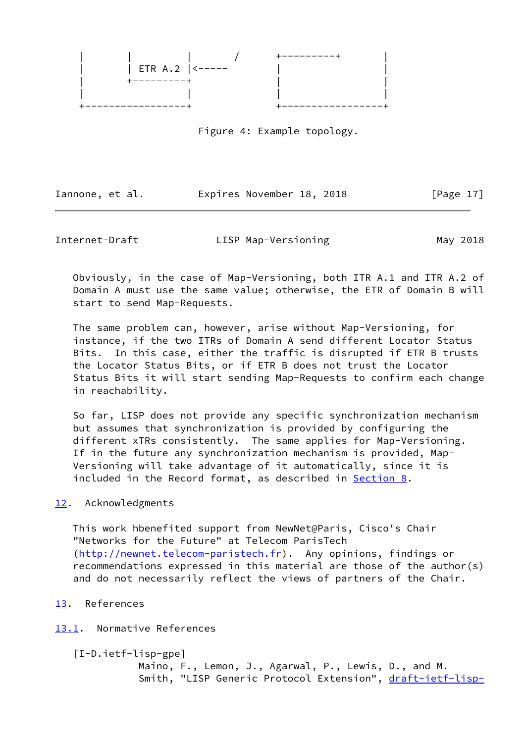```
   |       |          |        /       +---------+        |
   |       | ETR A.2  |<-----          |                  |
   |       +----------+                |                  |
   |                  |                |                  |
   +------------------+                +------------------+
```

Figure 4: Example topology.

Obviously, in the case of Map-Versioning, both ITR A.1 and ITR A.2 of Domain A must use the same value; otherwise, the ETR of Domain B will start to send Map-Requests.

The same problem can, however, arise without Map-Versioning, for instance, if the two ITRs of Domain A send different Locator Status Bits. In this case, either the traffic is disrupted if ETR B trusts the Locator Status Bits, or if ETR B does not trust the Locator Status Bits it will start sending Map-Requests to confirm each change in reachability.

So far, LISP does not provide any specific synchronization mechanism but assumes that synchronization is provided by configuring the different xTRs consistently. The same applies for Map-Versioning. If in the future any synchronization mechanism is provided, Map-Versioning will take advantage of it automatically, since it is included in the Record format, as described in Section 8.

## 12. Acknowledgments

This work hbenefited support from NewNet@Paris, Cisco's Chair "Networks for the Future" at Telecom ParisTech (http://newnet.telecom-paristech.fr). Any opinions, findings or recommendations expressed in this material are those of the author(s) and do not necessarily reflect the views of partners of the Chair.

## 13. References

### 13.1. Normative References

[I-D.ietf-lisp-gpe]
Maino, F., Lemon, J., Agarwal, P., Lewis, D., and M. Smith, "LISP Generic Protocol Extension", draft-ietf-lisp-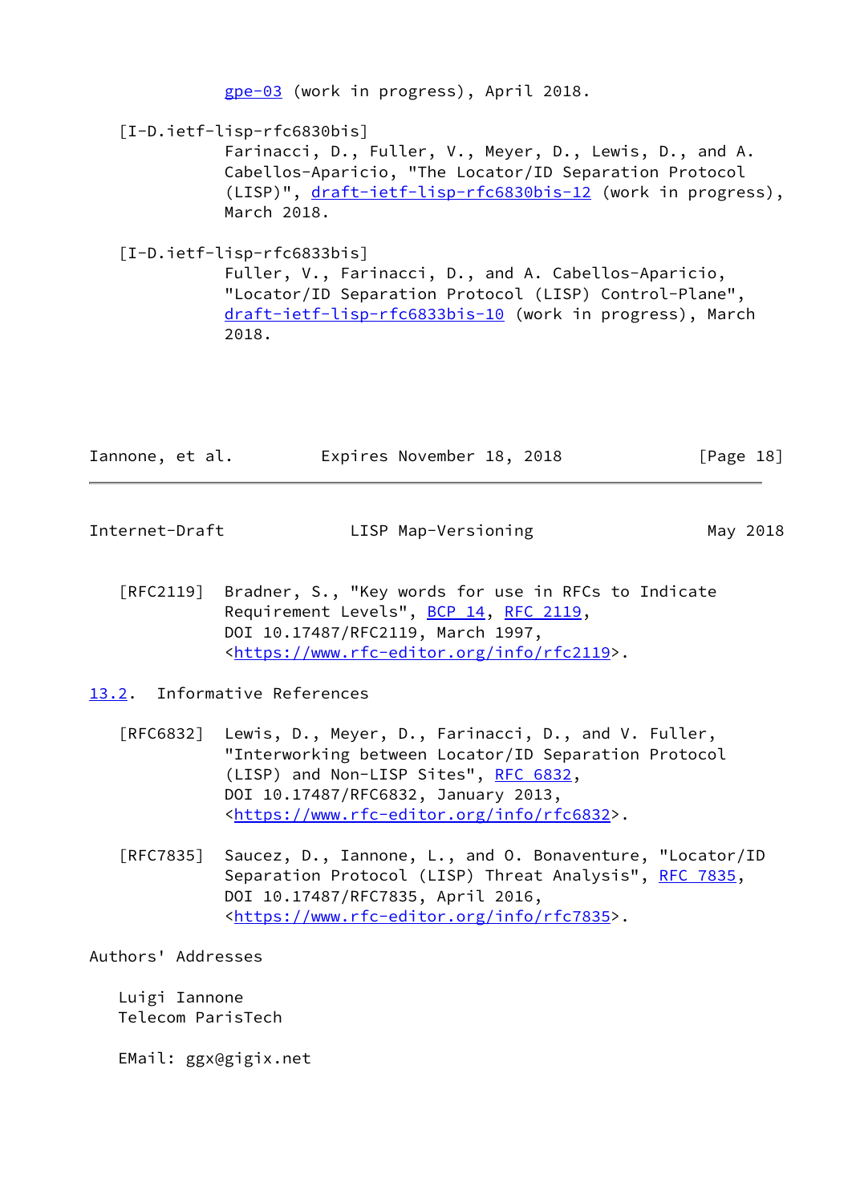gpe-03 (work in progress), April 2018.

[I-D.ietf-lisp-rfc6830bis]
Farinacci, D., Fuller, V., Meyer, D., Lewis, D., and A. Cabellos-Aparicio, "The Locator/ID Separation Protocol (LISP)", draft-ietf-lisp-rfc6830bis-12 (work in progress), March 2018.

[I-D.ietf-lisp-rfc6833bis]
Fuller, V., Farinacci, D., and A. Cabellos-Aparicio, "Locator/ID Separation Protocol (LISP) Control-Plane", draft-ietf-lisp-rfc6833bis-10 (work in progress), March 2018.

[RFC2119] Bradner, S., "Key words for use in RFCs to Indicate Requirement Levels", BCP 14, RFC 2119, DOI 10.17487/RFC2119, March 1997, <https://www.rfc-editor.org/info/rfc2119>.

## 13.2. Informative References

[RFC6832] Lewis, D., Meyer, D., Farinacci, D., and V. Fuller, "Interworking between Locator/ID Separation Protocol (LISP) and Non-LISP Sites", RFC 6832, DOI 10.17487/RFC6832, January 2013, <https://www.rfc-editor.org/info/rfc6832>.

[RFC7835] Saucez, D., Iannone, L., and O. Bonaventure, "Locator/ID Separation Protocol (LISP) Threat Analysis", RFC 7835, DOI 10.17487/RFC7835, April 2016, <https://www.rfc-editor.org/info/rfc7835>.

## Authors' Addresses

Luigi Iannone
Telecom ParisTech

EMail: ggx@gigix.net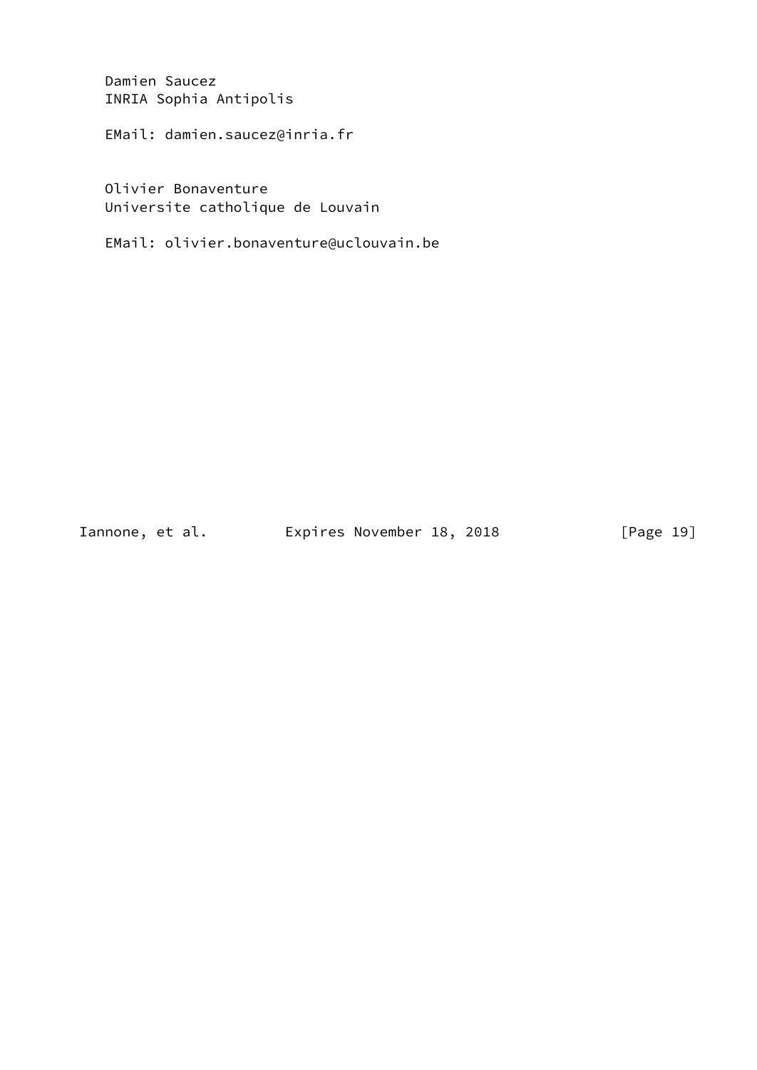Damien Saucez
INRIA Sophia Antipolis

EMail: damien.saucez@inria.fr

Olivier Bonaventure
Universite catholique de Louvain

EMail: olivier.bonaventure@uclouvain.be